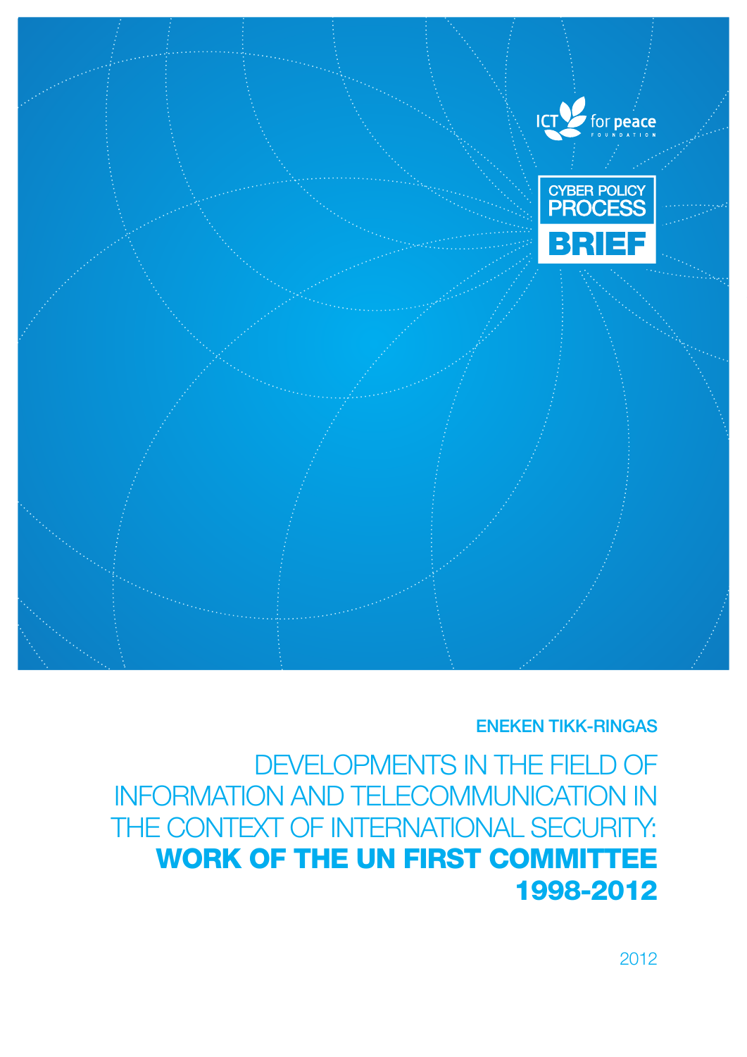ICT for peace FOUNDATION

CYBER POLICY PROCESS **BRIEF**

ENEKEN TIKK-RINGAS

# DEVELOPMENTS IN THE FIELD OF INFORMATION AND TELECOMMUNICATION IN THE CONTEXT OF INTERNATIONAL SECURITY: **WORK OF THE UN FIRST COMMITTEE 1998-2012**

2012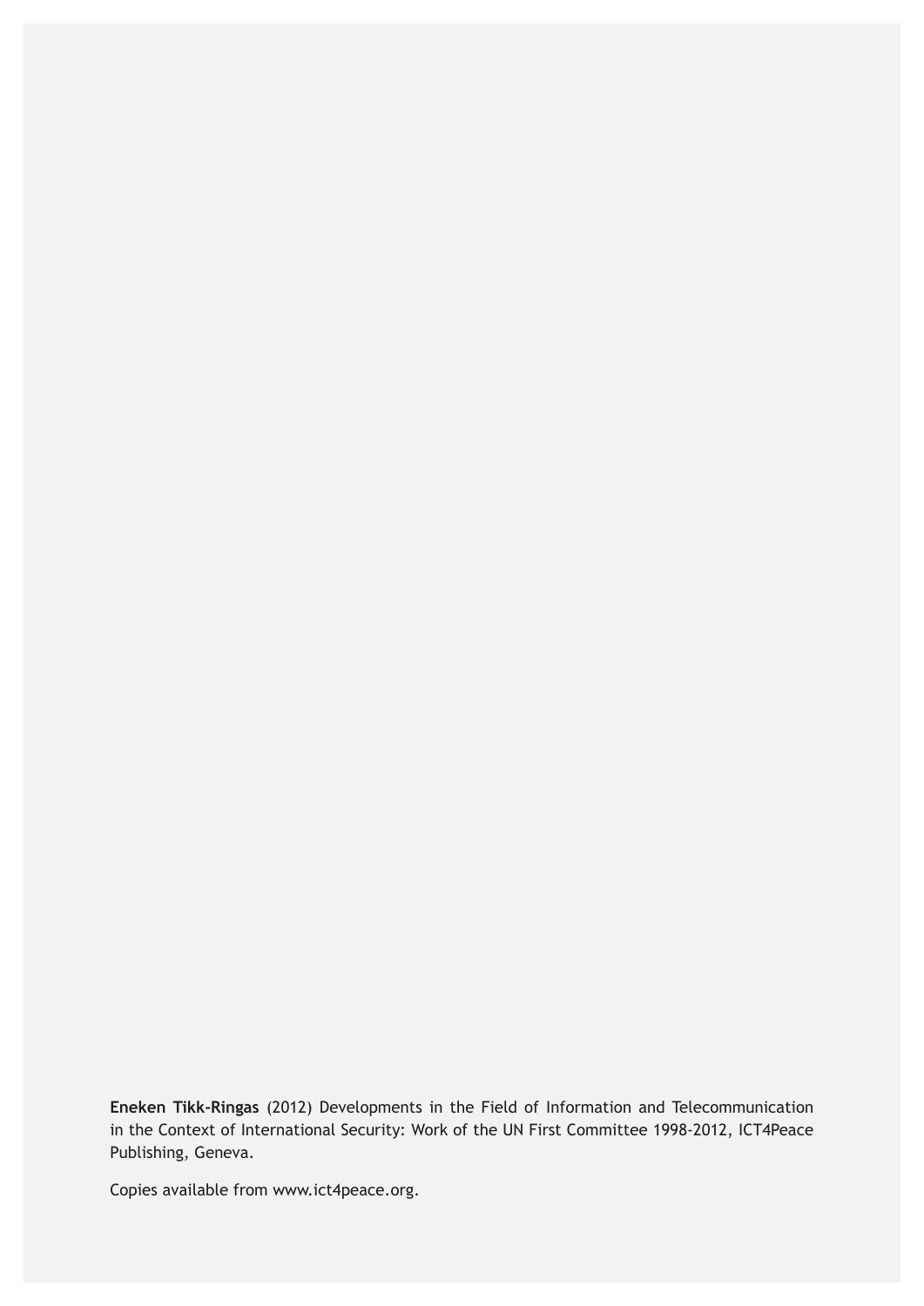**Eneken Tikk-Ringas** (2012) Developments in the Field of Information and Telecommunication in the Context of International Security: Work of the UN First Committee 1998-2012, ICT4Peace Publishing, Geneva.

Copies available from www.ict4peace.org.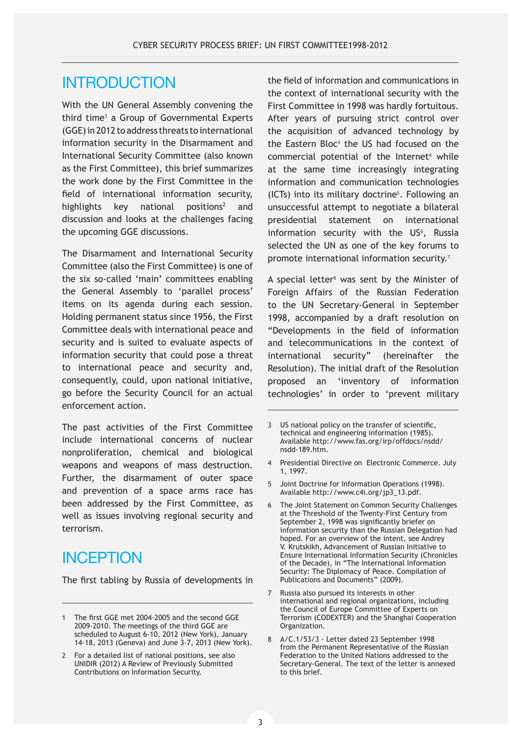## INTRODUCTION

With the UN General Assembly convening the third time[1] a Group of Governmental Experts (GGE) in 2012 to address threats to international information security in the Disarmament and International Security Committee (also known as the First Committee), this brief summarizes the work done by the First Committee in the field of international information security, highlights key national positions[2] and discussion and looks at the challenges facing the upcoming GGE discussions.

The Disarmament and International Security Committee (also the First Committee) is one of the six so-called 'main' committees enabling the General Assembly to 'parallel process' items on its agenda during each session. Holding permanent status since 1956, the First Committee deals with international peace and security and is suited to evaluate aspects of information security that could pose a threat to international peace and security and, consequently, could, upon national initiative, go before the Security Council for an actual enforcement action.

The past activities of the First Committee include international concerns of nuclear nonproliferation, chemical and biological weapons and weapons of mass destruction. Further, the disarmament of outer space and prevention of a space arms race has been addressed by the First Committee, as well as issues involving regional security and terrorism.

## INCEPTION

The first tabling by Russia of developments in the field of information and communications in the context of international security with the First Committee in 1998 was hardly fortuitous. After years of pursuing strict control over the acquisition of advanced technology by the Eastern Bloc[3] the US had focused on the commercial potential of the Internet[4] while at the same time increasingly integrating information and communication technologies (ICTs) into its military doctrine[5]. Following an unsuccessful attempt to negotiate a bilateral presidential statement on international information security with the US[6], Russia selected the UN as one of the key forums to promote international information security.[7]

A special letter[8] was sent by the Minister of Foreign Affairs of the Russian Federation to the UN Secretary-General in September 1998, accompanied by a draft resolution on "Developments in the field of information and telecommunications in the context of international security" (hereinafter the Resolution). The initial draft of the Resolution proposed an 'inventory of information technologies' in order to 'prevent military

---

1 The first GGE met 2004-2005 and the second GGE 2009-2010. The meetings of the third GGE are scheduled to August 6-10, 2012 (New York), January 14-18, 2013 (Geneva) and June 3-7, 2013 (New York).

2 For a detailed list of national positions, see also UNIDIR (2012) A Review of Previously Submitted Contributions on Information Security.

3 US national policy on the transfer of scientific, technical and engineering information (1985). Available http://www.fas.org/irp/offdocs/nsdd/nsdd-189.htm.

4 Presidential Directive on Electronic Commerce. July 1, 1997.

5 Joint Doctrine for Information Operations (1998). Available http://www.c4i.org/jp3_13.pdf.

6 The Joint Statement on Common Security Challenges at the Threshold of the Twenty-First Century from September 2, 1998 was significantly briefer on information security than the Russian Delegation had hoped. For an overview of the intent, see Andrey V. Krutskikh, Advancement of Russian Initiative to Ensure International Information Security (Chronicles of the Decade), in "The International Information Security: The Diplomacy of Peace. Compilation of Publications and Documents" (2009).

7 Russia also pursued its interests in other international and regional organizations, including the Council of Europe Committee of Experts on Terrorism (CODEXTER) and the Shanghai Cooperation Organization.

8 A/C.1/53/3 - Letter dated 23 September 1998 from the Permanent Representative of the Russian Federation to the United Nations addressed to the Secretary-General. The text of the letter is annexed to this brief.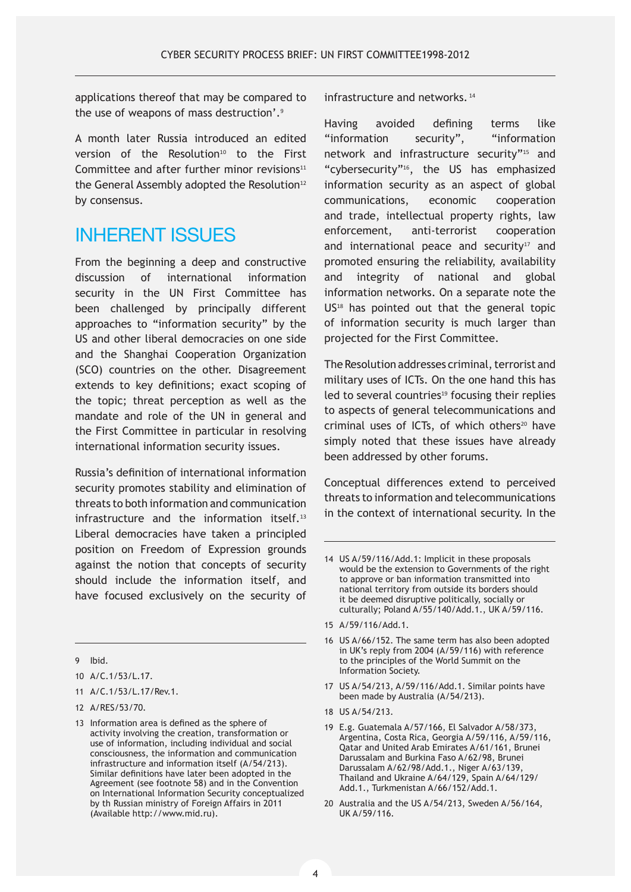applications thereof that may be compared to the use of weapons of mass destruction'.[9]

A month later Russia introduced an edited version of the Resolution[10] to the First Committee and after further minor revisions[11] the General Assembly adopted the Resolution[12] by consensus.

## INHERENT ISSUES

From the beginning a deep and constructive discussion of international information security in the UN First Committee has been challenged by principally different approaches to "information security" by the US and other liberal democracies on one side and the Shanghai Cooperation Organization (SCO) countries on the other. Disagreement extends to key definitions; exact scoping of the topic; threat perception as well as the mandate and role of the UN in general and the First Committee in particular in resolving international information security issues.

Russia's definition of international information security promotes stability and elimination of threats to both information and communication infrastructure and the information itself.[13] Liberal democracies have taken a principled position on Freedom of Expression grounds against the notion that concepts of security should include the information itself, and have focused exclusively on the security of infrastructure and networks.[14]

Having avoided defining terms like "information security", "information network and infrastructure security"[15] and "cybersecurity"[16], the US has emphasized information security as an aspect of global communications, economic cooperation and trade, intellectual property rights, law enforcement, anti-terrorist cooperation and international peace and security[17] and promoted ensuring the reliability, availability and integrity of national and global information networks. On a separate note the US[18] has pointed out that the general topic of information security is much larger than projected for the First Committee.

The Resolution addresses criminal, terrorist and military uses of ICTs. On the one hand this has led to several countries[19] focusing their replies to aspects of general telecommunications and criminal uses of ICTs, of which others[20] have simply noted that these issues have already been addressed by other forums.

Conceptual differences extend to perceived threats to information and telecommunications in the context of international security. In the

---

9 Ibid.

10 A/C.1/53/L.17.

11 A/C.1/53/L.17/Rev.1.

12 A/RES/53/70.

13 Information area is defined as the sphere of activity involving the creation, transformation or use of information, including individual and social consciousness, the information and communication infrastructure and information itself (A/54/213). Similar definitions have later been adopted in the Agreement (see footnote 58) and in the Convention on International Information Security conceptualized by th Russian ministry of Foreign Affairs in 2011 (Available http://www.mid.ru).

14 US A/59/116/Add.1: Implicit in these proposals would be the extension to Governments of the right to approve or ban information transmitted into national territory from outside its borders should it be deemed disruptive politically, socially or culturally; Poland A/55/140/Add.1., UK A/59/116.

15 A/59/116/Add.1.

16 US A/66/152. The same term has also been adopted in UK's reply from 2004 (A/59/116) with reference to the principles of the World Summit on the Information Society.

17 US A/54/213, A/59/116/Add.1. Similar points have been made by Australia (A/54/213).

18 US A/54/213.

19 E.g. Guatemala A/57/166, El Salvador A/58/373, Argentina, Costa Rica, Georgia A/59/116, A/59/116, Qatar and United Arab Emirates A/61/161, Brunei Darussalam and Burkina Faso A/62/98, Brunei Darussalam A/62/98/Add.1., Niger A/63/139, Thailand and Ukraine A/64/129, Spain A/64/129/Add.1., Turkmenistan A/66/152/Add.1.

20 Australia and the US A/54/213, Sweden A/56/164, UK A/59/116.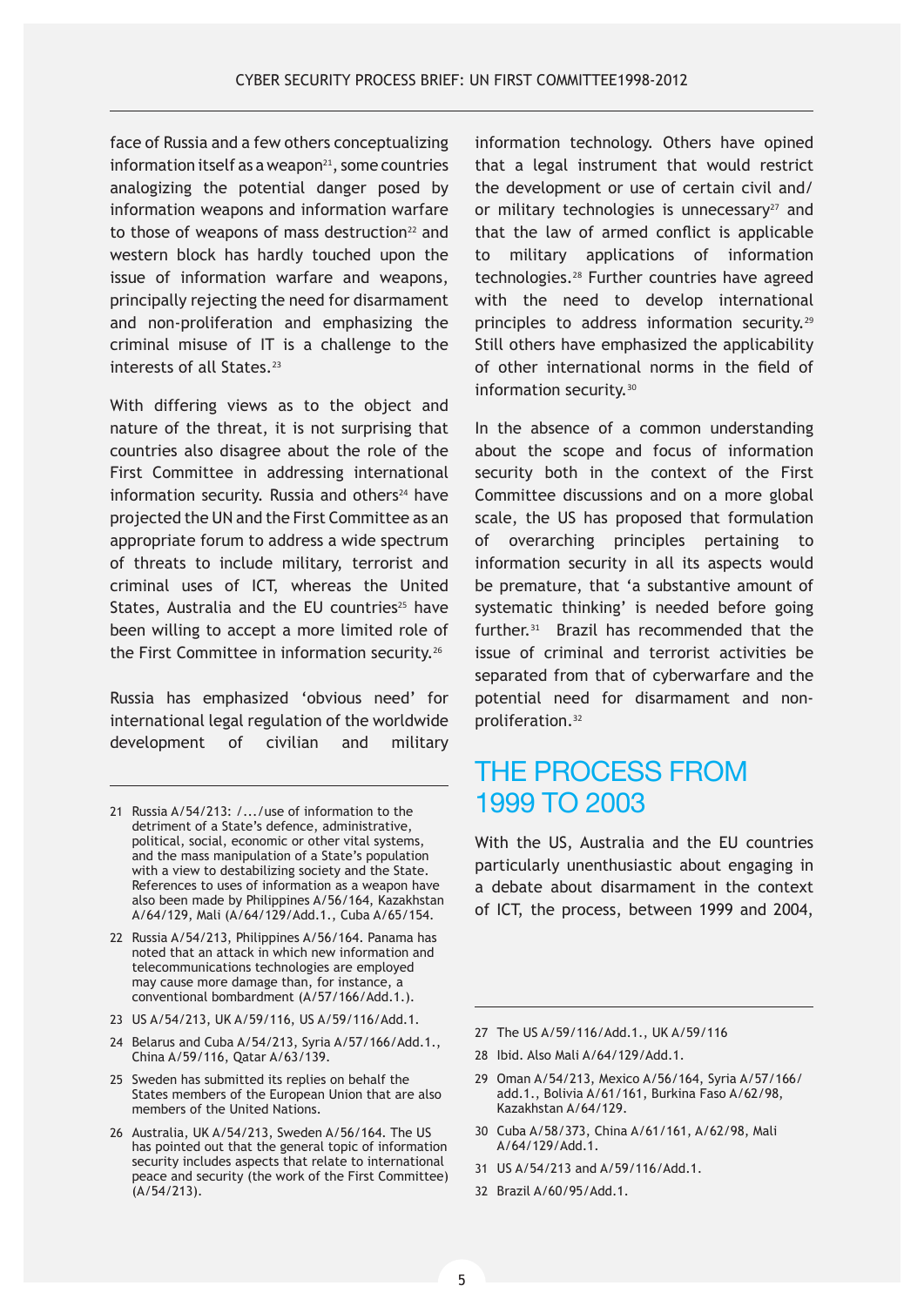face of Russia and a few others conceptualizing information itself as a weapon[21], some countries analogizing the potential danger posed by information weapons and information warfare to those of weapons of mass destruction[22] and western block has hardly touched upon the issue of information warfare and weapons, principally rejecting the need for disarmament and non-proliferation and emphasizing the criminal misuse of IT is a challenge to the interests of all States.[23]

With differing views as to the object and nature of the threat, it is not surprising that countries also disagree about the role of the First Committee in addressing international information security. Russia and others[24] have projected the UN and the First Committee as an appropriate forum to address a wide spectrum of threats to include military, terrorist and criminal uses of ICT, whereas the United States, Australia and the EU countries[25] have been willing to accept a more limited role of the First Committee in information security.[26]

Russia has emphasized 'obvious need' for international legal regulation of the worldwide development of civilian and military information technology. Others have opined that a legal instrument that would restrict the development or use of certain civil and/or military technologies is unnecessary[27] and that the law of armed conflict is applicable to military applications of information technologies.[28] Further countries have agreed with the need to develop international principles to address information security.[29] Still others have emphasized the applicability of other international norms in the field of information security.[30]

In the absence of a common understanding about the scope and focus of information security both in the context of the First Committee discussions and on a more global scale, the US has proposed that formulation of overarching principles pertaining to information security in all its aspects would be premature, that 'a substantive amount of systematic thinking' is needed before going further.[31] Brazil has recommended that the issue of criminal and terrorist activities be separated from that of cyberwarfare and the potential need for disarmament and non-proliferation.[32]

## THE PROCESS FROM 1999 TO 2003

With the US, Australia and the EU countries particularly unenthusiastic about engaging in a debate about disarmament in the context of ICT, the process, between 1999 and 2004,

---

21 Russia A/54/213: /.../use of information to the detriment of a State's defence, administrative, political, social, economic or other vital systems, and the mass manipulation of a State's population with a view to destabilizing society and the State. References to uses of information as a weapon have also been made by Philippines A/56/164, Kazakhstan A/64/129, Mali (A/64/129/Add.1., Cuba A/65/154.

22 Russia A/54/213, Philippines A/56/164. Panama has noted that an attack in which new information and telecommunications technologies are employed may cause more damage than, for instance, a conventional bombardment (A/57/166/Add.1.).

23 US A/54/213, UK A/59/116, US A/59/116/Add.1.

24 Belarus and Cuba A/54/213, Syria A/57/166/Add.1., China A/59/116, Qatar A/63/139.

25 Sweden has submitted its replies on behalf the States members of the European Union that are also members of the United Nations.

26 Australia, UK A/54/213, Sweden A/56/164. The US has pointed out that the general topic of information security includes aspects that relate to international peace and security (the work of the First Committee) (A/54/213).

27 The US A/59/116/Add.1., UK A/59/116

28 Ibid. Also Mali A/64/129/Add.1.

29 Oman A/54/213, Mexico A/56/164, Syria A/57/166/add.1., Bolivia A/61/161, Burkina Faso A/62/98, Kazakhstan A/64/129.

30 Cuba A/58/373, China A/61/161, A/62/98, Mali A/64/129/Add.1.

31 US A/54/213 and A/59/116/Add.1.

32 Brazil A/60/95/Add.1.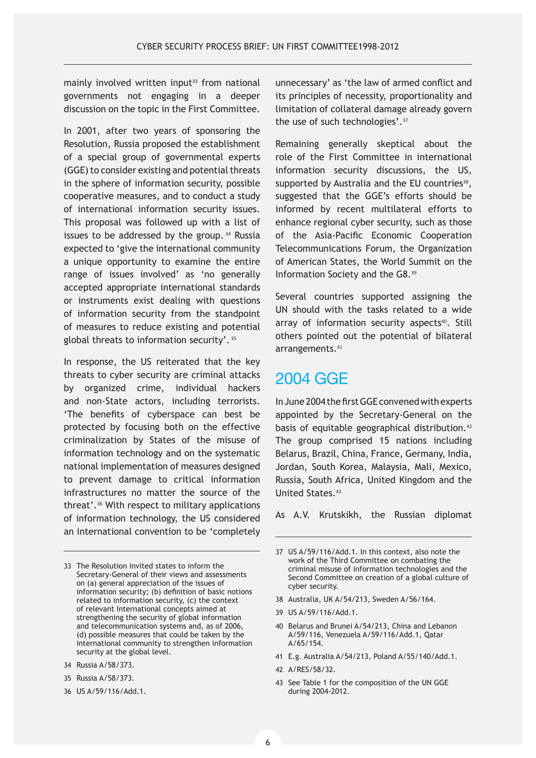mainly involved written input[33] from national governments not engaging in a deeper discussion on the topic in the First Committee.

In 2001, after two years of sponsoring the Resolution, Russia proposed the establishment of a special group of governmental experts (GGE) to consider existing and potential threats in the sphere of information security, possible cooperative measures, and to conduct a study of international information security issues. This proposal was followed up with a list of issues to be addressed by the group.[34] Russia expected to 'give the international community a unique opportunity to examine the entire range of issues involved' as 'no generally accepted appropriate international standards or instruments exist dealing with questions of information security from the standpoint of measures to reduce existing and potential global threats to information security'.[35]

In response, the US reiterated that the key threats to cyber security are criminal attacks by organized crime, individual hackers and non-State actors, including terrorists. 'The benefits of cyberspace can best be protected by focusing both on the effective criminalization by States of the misuse of information technology and on the systematic national implementation of measures designed to prevent damage to critical information infrastructures no matter the source of the threat'.[36] With respect to military applications of information technology, the US considered an international convention to be 'completely unnecessary' as 'the law of armed conflict and its principles of necessity, proportionality and limitation of collateral damage already govern the use of such technologies'.[37]

Remaining generally skeptical about the role of the First Committee in international information security discussions, the US, supported by Australia and the EU countries[38], suggested that the GGE's efforts should be informed by recent multilateral efforts to enhance regional cyber security, such as those of the Asia-Pacific Economic Cooperation Telecommunications Forum, the Organization of American States, the World Summit on the Information Society and the G8.[39]

Several countries supported assigning the UN should with the tasks related to a wide array of information security aspects[40]. Still others pointed out the potential of bilateral arrangements.[41]

## 2004 GGE

In June 2004 the first GGE convened with experts appointed by the Secretary-General on the basis of equitable geographical distribution.[42] The group comprised 15 nations including Belarus, Brazil, China, France, Germany, India, Jordan, South Korea, Malaysia, Mali, Mexico, Russia, South Africa, United Kingdom and the United States.[43]

As A.V. Krutskikh, the Russian diplomat

---

33 The Resolution invited states to inform the Secretary-General of their views and assessments on (a) general appreciation of the issues of information security; (b) definition of basic notions related to information security, (c) the context of relevant International concepts aimed at strengthening the security of global information and telecommunication systems and, as of 2006, (d) possible measures that could be taken by the international community to strengthen information security at the global level.

34 Russia A/58/373.

35 Russia A/58/373.

36 US A/59/116/Add.1.

37 US A/59/116/Add.1. In this context, also note the work of the Third Committee on combating the criminal misuse of information technologies and the Second Committee on creation of a global culture of cyber security.

38 Australia, UK A/54/213, Sweden A/56/164.

39 US A/59/116/Add.1.

40 Belarus and Brunei A/54/213, China and Lebanon A/59/116, Venezuela A/59/116/Add.1, Qatar A/65/154.

41 E.g. Australia A/54/213, Poland A/55/140/Add.1.

42 A/RES/58/32.

43 See Table 1 for the composition of the UN GGE during 2004-2012.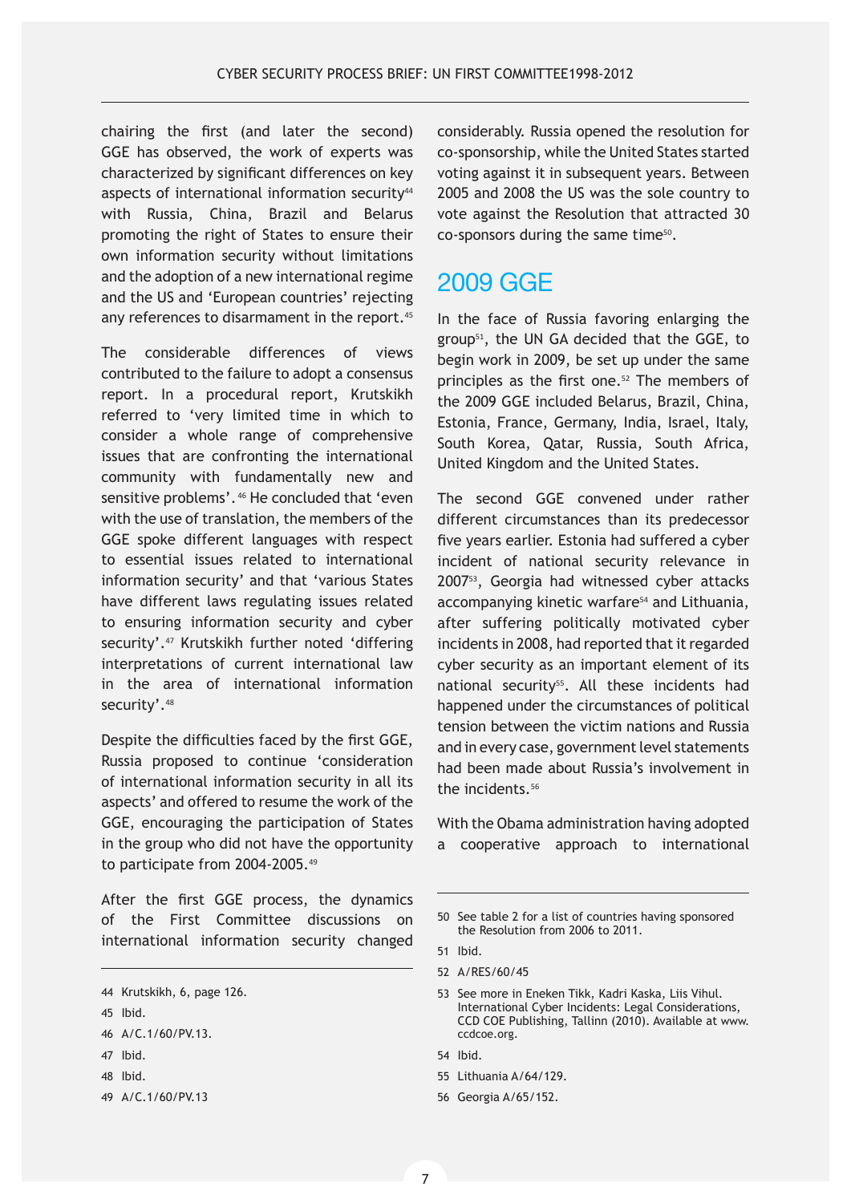chairing the first (and later the second) GGE has observed, the work of experts was characterized by significant differences on key aspects of international information security[44] with Russia, China, Brazil and Belarus promoting the right of States to ensure their own information security without limitations and the adoption of a new international regime and the US and 'European countries' rejecting any references to disarmament in the report.[45]

The considerable differences of views contributed to the failure to adopt a consensus report. In a procedural report, Krutskikh referred to 'very limited time in which to consider a whole range of comprehensive issues that are confronting the international community with fundamentally new and sensitive problems'.[46] He concluded that 'even with the use of translation, the members of the GGE spoke different languages with respect to essential issues related to international information security' and that 'various States have different laws regulating issues related to ensuring information security and cyber security'.[47] Krutskikh further noted 'differing interpretations of current international law in the area of international information security'.[48]

Despite the difficulties faced by the first GGE, Russia proposed to continue 'consideration of international information security in all its aspects' and offered to resume the work of the GGE, encouraging the participation of States in the group who did not have the opportunity to participate from 2004-2005.[49]

After the first GGE process, the dynamics of the First Committee discussions on international information security changed considerably. Russia opened the resolution for co-sponsorship, while the United States started voting against it in subsequent years. Between 2005 and 2008 the US was the sole country to vote against the Resolution that attracted 30 co-sponsors during the same time[50].

## 2009 GGE

In the face of Russia favoring enlarging the group[51], the UN GA decided that the GGE, to begin work in 2009, be set up under the same principles as the first one.[52] The members of the 2009 GGE included Belarus, Brazil, China, Estonia, France, Germany, India, Israel, Italy, South Korea, Qatar, Russia, South Africa, United Kingdom and the United States.

The second GGE convened under rather different circumstances than its predecessor five years earlier. Estonia had suffered a cyber incident of national security relevance in 2007[53], Georgia had witnessed cyber attacks accompanying kinetic warfare[54] and Lithuania, after suffering politically motivated cyber incidents in 2008, had reported that it regarded cyber security as an important element of its national security[55]. All these incidents had happened under the circumstances of political tension between the victim nations and Russia and in every case, government level statements had been made about Russia's involvement in the incidents.[56]

With the Obama administration having adopted a cooperative approach to international

---

44 Krutskikh, 6, page 126.

45 Ibid.

46 A/C.1/60/PV.13.

47 Ibid.

48 Ibid.

49 A/C.1/60/PV.13

50 See table 2 for a list of countries having sponsored the Resolution from 2006 to 2011.

51 Ibid.

52 A/RES/60/45

53 See more in Eneken Tikk, Kadri Kaska, Liis Vihul. International Cyber Incidents: Legal Considerations, CCD COE Publishing, Tallinn (2010). Available at www.ccdcoe.org.

54 Ibid.

55 Lithuania A/64/129.

56 Georgia A/65/152.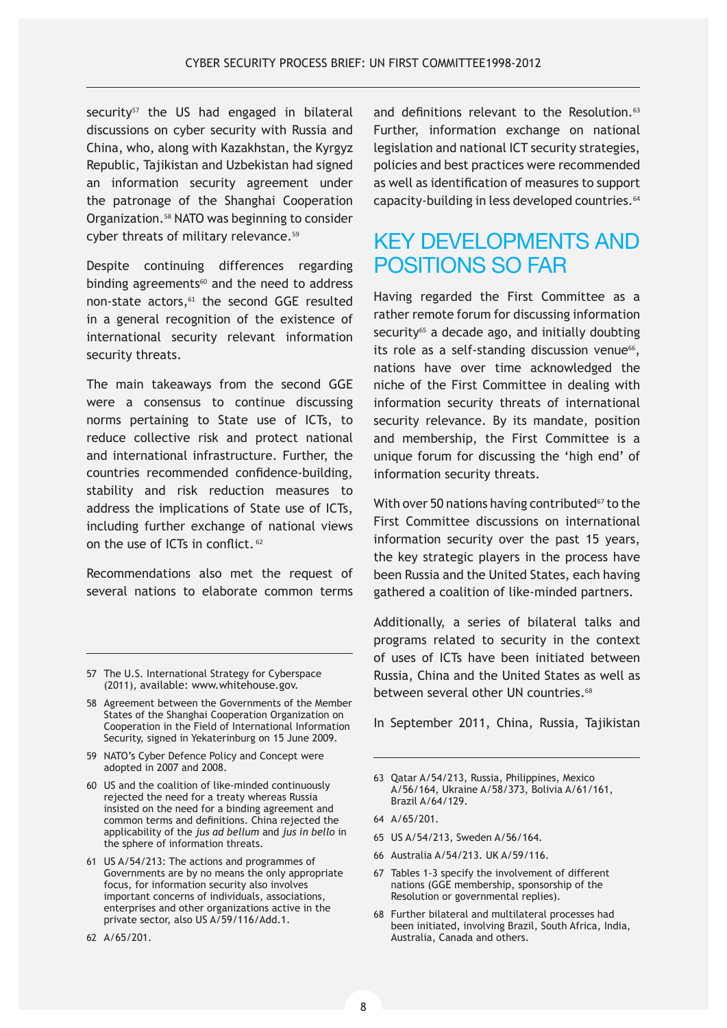security[57] the US had engaged in bilateral discussions on cyber security with Russia and China, who, along with Kazakhstan, the Kyrgyz Republic, Tajikistan and Uzbekistan had signed an information security agreement under the patronage of the Shanghai Cooperation Organization.[58] NATO was beginning to consider cyber threats of military relevance.[59]

Despite continuing differences regarding binding agreements[60] and the need to address non-state actors,[61] the second GGE resulted in a general recognition of the existence of international security relevant information security threats.

The main takeaways from the second GGE were a consensus to continue discussing norms pertaining to State use of ICTs, to reduce collective risk and protect national and international infrastructure. Further, the countries recommended confidence-building, stability and risk reduction measures to address the implications of State use of ICTs, including further exchange of national views on the use of ICTs in conflict.[62]

Recommendations also met the request of several nations to elaborate common terms and definitions relevant to the Resolution.[63] Further, information exchange on national legislation and national ICT security strategies, policies and best practices were recommended as well as identification of measures to support capacity-building in less developed countries.[64]

## KEY DEVELOPMENTS AND POSITIONS SO FAR

Having regarded the First Committee as a rather remote forum for discussing information security[65] a decade ago, and initially doubting its role as a self-standing discussion venue[66], nations have over time acknowledged the niche of the First Committee in dealing with information security threats of international security relevance. By its mandate, position and membership, the First Committee is a unique forum for discussing the 'high end' of information security threats.

With over 50 nations having contributed[67] to the First Committee discussions on international information security over the past 15 years, the key strategic players in the process have been Russia and the United States, each having gathered a coalition of like-minded partners.

Additionally, a series of bilateral talks and programs related to security in the context of uses of ICTs have been initiated between Russia, China and the United States as well as between several other UN countries.[68]

In September 2011, China, Russia, Tajikistan

---

57 The U.S. International Strategy for Cyberspace (2011), available: www.whitehouse.gov.

58 Agreement between the Governments of the Member States of the Shanghai Cooperation Organization on Cooperation in the Field of International Information Security, signed in Yekaterinburg on 15 June 2009.

59 NATO's Cyber Defence Policy and Concept were adopted in 2007 and 2008.

60 US and the coalition of like-minded continuously rejected the need for a treaty whereas Russia insisted on the need for a binding agreement and common terms and definitions. China rejected the applicability of the *jus ad bellum* and *jus in bello* in the sphere of information threats.

61 US A/54/213: The actions and programmes of Governments are by no means the only appropriate focus, for information security also involves important concerns of individuals, associations, enterprises and other organizations active in the private sector, also US A/59/116/Add.1.

62 A/65/201.

63 Qatar A/54/213, Russia, Philippines, Mexico A/56/164, Ukraine A/58/373, Bolivia A/61/161, Brazil A/64/129.

64 A/65/201.

65 US A/54/213, Sweden A/56/164.

66 Australia A/54/213. UK A/59/116.

67 Tables 1-3 specify the involvement of different nations (GGE membership, sponsorship of the Resolution or governmental replies).

68 Further bilateral and multilateral processes had been initiated, involving Brazil, South Africa, India, Australia, Canada and others.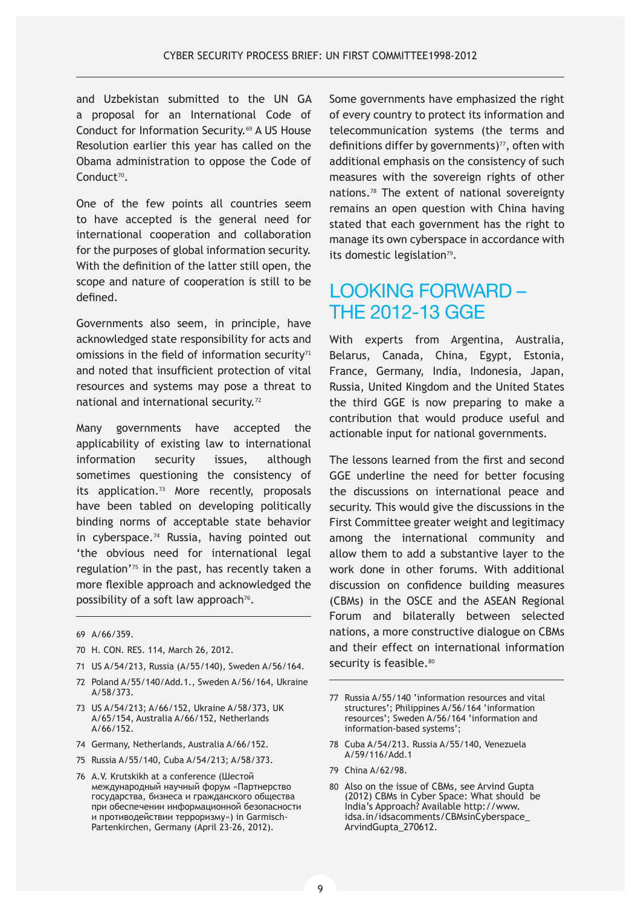and Uzbekistan submitted to the UN GA a proposal for an International Code of Conduct for Information Security.[69] A US House Resolution earlier this year has called on the Obama administration to oppose the Code of Conduct[70].

One of the few points all countries seem to have accepted is the general need for international cooperation and collaboration for the purposes of global information security. With the definition of the latter still open, the scope and nature of cooperation is still to be defined.

Governments also seem, in principle, have acknowledged state responsibility for acts and omissions in the field of information security[71] and noted that insufficient protection of vital resources and systems may pose a threat to national and international security.[72]

Many governments have accepted the applicability of existing law to international information security issues, although sometimes questioning the consistency of its application.[73] More recently, proposals have been tabled on developing politically binding norms of acceptable state behavior in cyberspace.[74] Russia, having pointed out 'the obvious need for international legal regulation'[75] in the past, has recently taken a more flexible approach and acknowledged the possibility of a soft law approach[76].

69 A/66/359.

70 H. CON. RES. 114, March 26, 2012.

71 US A/54/213, Russia (A/55/140), Sweden A/56/164.

72 Poland A/55/140/Add.1., Sweden A/56/164, Ukraine A/58/373.

73 US A/54/213; A/66/152, Ukraine A/58/373, UK A/65/154, Australia A/66/152, Netherlands A/66/152.

74 Germany, Netherlands, Australia A/66/152.

75 Russia A/55/140, Cuba A/54/213; A/58/373.

76 A.V. Krutskikh at a conference (Шестой международный научный форум «Партнерство государства, бизнеса и гражданского общества при обеспечении информационной безопасности и противодействии терроризму») in Garmisch-Partenkirchen, Germany (April 23-26, 2012).

Some governments have emphasized the right of every country to protect its information and telecommunication systems (the terms and definitions differ by governments)[77], often with additional emphasis on the consistency of such measures with the sovereign rights of other nations.[78] The extent of national sovereignty remains an open question with China having stated that each government has the right to manage its own cyberspace in accordance with its domestic legislation[79].

## LOOKING FORWARD – THE 2012-13 GGE

With experts from Argentina, Australia, Belarus, Canada, China, Egypt, Estonia, France, Germany, India, Indonesia, Japan, Russia, United Kingdom and the United States the third GGE is now preparing to make a contribution that would produce useful and actionable input for national governments.

The lessons learned from the first and second GGE underline the need for better focusing the discussions on international peace and security. This would give the discussions in the First Committee greater weight and legitimacy among the international community and allow them to add a substantive layer to the work done in other forums. With additional discussion on confidence building measures (CBMs) in the OSCE and the ASEAN Regional Forum and bilaterally between selected nations, a more constructive dialogue on CBMs and their effect on international information security is feasible.[80]

77 Russia A/55/140 'information resources and vital structures'; Philippines A/56/164 'information resources'; Sweden A/56/164 'information and information-based systems';

78 Cuba A/54/213. Russia A/55/140, Venezuela A/59/116/Add.1

79 China A/62/98.

80 Also on the issue of CBMs, see Arvind Gupta (2012) CBMs in Cyber Space: What should be India's Approach? Available http://www.idsa.in/idsacomments/CBMsinCyberspace_ArvindGupta_270612.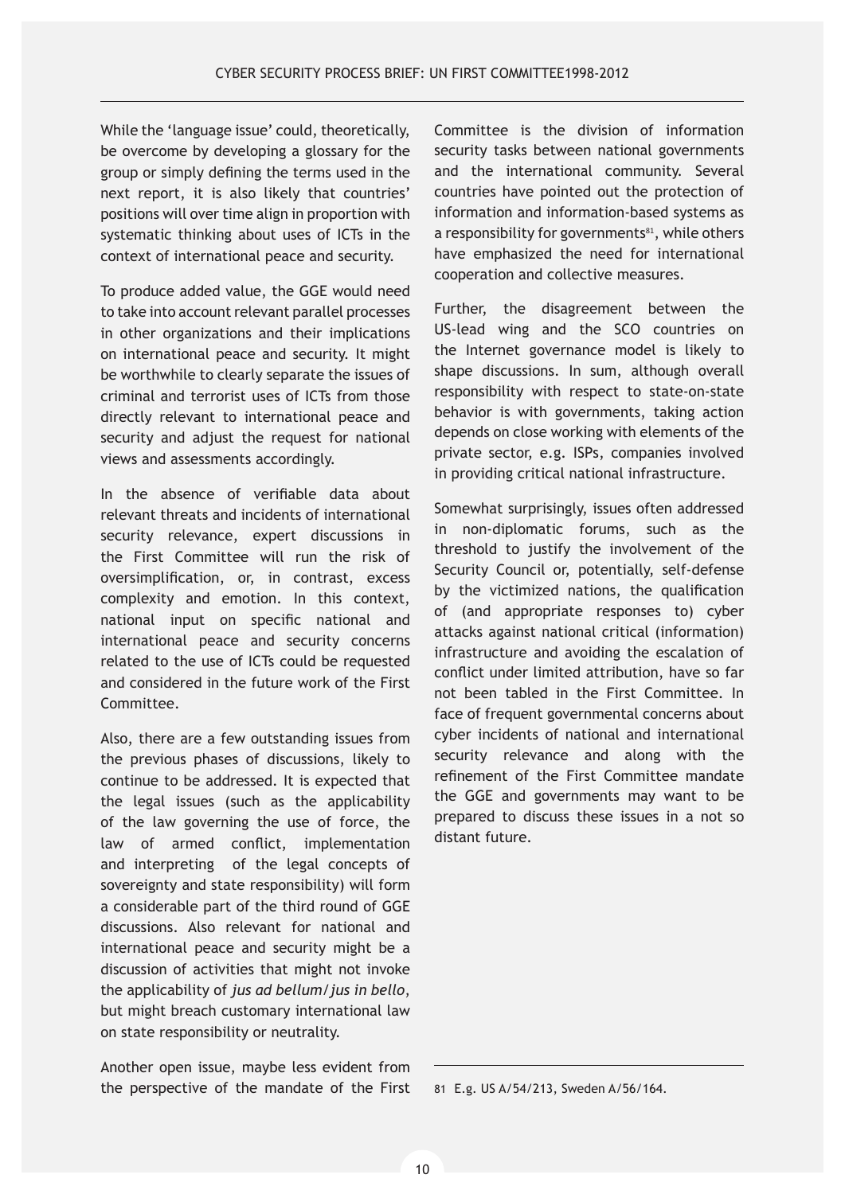While the 'language issue' could, theoretically, be overcome by developing a glossary for the group or simply defining the terms used in the next report, it is also likely that countries' positions will over time align in proportion with systematic thinking about uses of ICTs in the context of international peace and security.

To produce added value, the GGE would need to take into account relevant parallel processes in other organizations and their implications on international peace and security. It might be worthwhile to clearly separate the issues of criminal and terrorist uses of ICTs from those directly relevant to international peace and security and adjust the request for national views and assessments accordingly.

In the absence of verifiable data about relevant threats and incidents of international security relevance, expert discussions in the First Committee will run the risk of oversimplification, or, in contrast, excess complexity and emotion. In this context, national input on specific national and international peace and security concerns related to the use of ICTs could be requested and considered in the future work of the First Committee.

Also, there are a few outstanding issues from the previous phases of discussions, likely to continue to be addressed. It is expected that the legal issues (such as the applicability of the law governing the use of force, the law of armed conflict, implementation and interpreting of the legal concepts of sovereignty and state responsibility) will form a considerable part of the third round of GGE discussions. Also relevant for national and international peace and security might be a discussion of activities that might not invoke the applicability of *jus ad bellum/jus in bello*, but might breach customary international law on state responsibility or neutrality.

Another open issue, maybe less evident from the perspective of the mandate of the First Committee is the division of information security tasks between national governments and the international community. Several countries have pointed out the protection of information and information-based systems as a responsibility for governments[81], while others have emphasized the need for international cooperation and collective measures.

Further, the disagreement between the US-lead wing and the SCO countries on the Internet governance model is likely to shape discussions. In sum, although overall responsibility with respect to state-on-state behavior is with governments, taking action depends on close working with elements of the private sector, e.g. ISPs, companies involved in providing critical national infrastructure.

Somewhat surprisingly, issues often addressed in non-diplomatic forums, such as the threshold to justify the involvement of the Security Council or, potentially, self-defense by the victimized nations, the qualification of (and appropriate responses to) cyber attacks against national critical (information) infrastructure and avoiding the escalation of conflict under limited attribution, have so far not been tabled in the First Committee. In face of frequent governmental concerns about cyber incidents of national and international security relevance and along with the refinement of the First Committee mandate the GGE and governments may want to be prepared to discuss these issues in a not so distant future.

---

81 E.g. US A/54/213, Sweden A/56/164.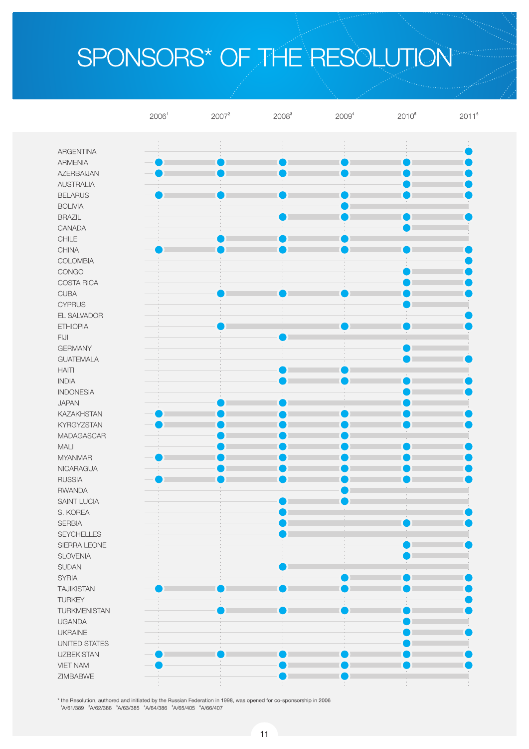# SPONSORS* OF THE RESOLUTION

| | 2006[1] | 2007[2] | 2008[3] | 2009[4] | 2010[5] | 2011[6] |
|---|---|---|---|---|---|---|
| ARGENTINA | | | | | | ● |
| ARMENIA | ● | ● | ● | ● | ● | ● |
| AZERBAIJAN | ● | ● | ● | ● | ● | ● |
| AUSTRALIA | | | | | ● | ● |
| BELARUS | ● | ● | ● | ● | ● | ● |
| BOLIVIA | | | | ● | | |
| BRAZIL | | | ● | ● | ● | ● |
| CANADA | | | | | ● | |
| CHILE | | ● | ● | ● | | |
| CHINA | ● | ● | ● | ● | ● | ● |
| COLOMBIA | | | | | | ● |
| CONGO | | | | | ● | ● |
| COSTA RICA | | | | | ● | ● |
| CUBA | | ● | ● | ● | ● | ● |
| CYPRUS | | | | | ● | |
| EL SALVADOR | | | | | | ● |
| ETHIOPIA | | ● | | ● | ● | ● |
| FIJI | | | ● | | | |
| GERMANY | | | | | ● | |
| GUATEMALA | | | | | ● | ● |
| HAITI | | | ● | ● | | |
| INDIA | | | ● | ● | ● | ● |
| INDONESIA | | | | | ● | ● |
| JAPAN | | ● | ● | | ● | |
| KAZAKHSTAN | ● | ● | ● | ● | ● | ● |
| KYRGYZSTAN | ● | ● | ● | ● | ● | ● |
| MADAGASCAR | | ● | ● | ● | | |
| MALI | | ● | ● | ● | ● | ● |
| MYANMAR | ● | ● | ● | ● | ● | ● |
| NICARAGUA | | ● | ● | ● | ● | ● |
| RUSSIA | ● | ● | ● | ● | ● | ● |
| RWANDA | | | | ● | | |
| SAINT LUCIA | | | ● | ● | | |
| S. KOREA | | | ● | | | ● |
| SERBIA | | | ● | | ● | ● |
| SEYCHELLES | | | ● | | | |
| SIERRA LEONE | | | | | ● | ● |
| SLOVENIA | | | | | ● | |
| SUDAN | | | ● | | | |
| SYRIA | | | | ● | ● | ● |
| TAJIKISTAN | ● | ● | ● | ● | ● | ● |
| TURKEY | | | | | | ● |
| TURKMENISTAN | | ● | ● | ● | ● | ● |
| UGANDA | | | | | ● | |
| UKRAINE | | | | | ● | ● |
| UNITED STATES | | | | | ● | |
| UZBEKISTAN | ● | ● | ● | ● | ● | ● |
| VIET NAM | ● | | ● | ● | ● | ● |
| ZIMBABWE | | | ● | ● | | |

\* the Resolution, authored and initiated by the Russian Federation in 1998, was opened for co-sponsorship in 2006

[1]A/61/389 [2]A/62/386 [3]A/63/385 [4]A/64/386 [5]A/65/405 [6]A/66/407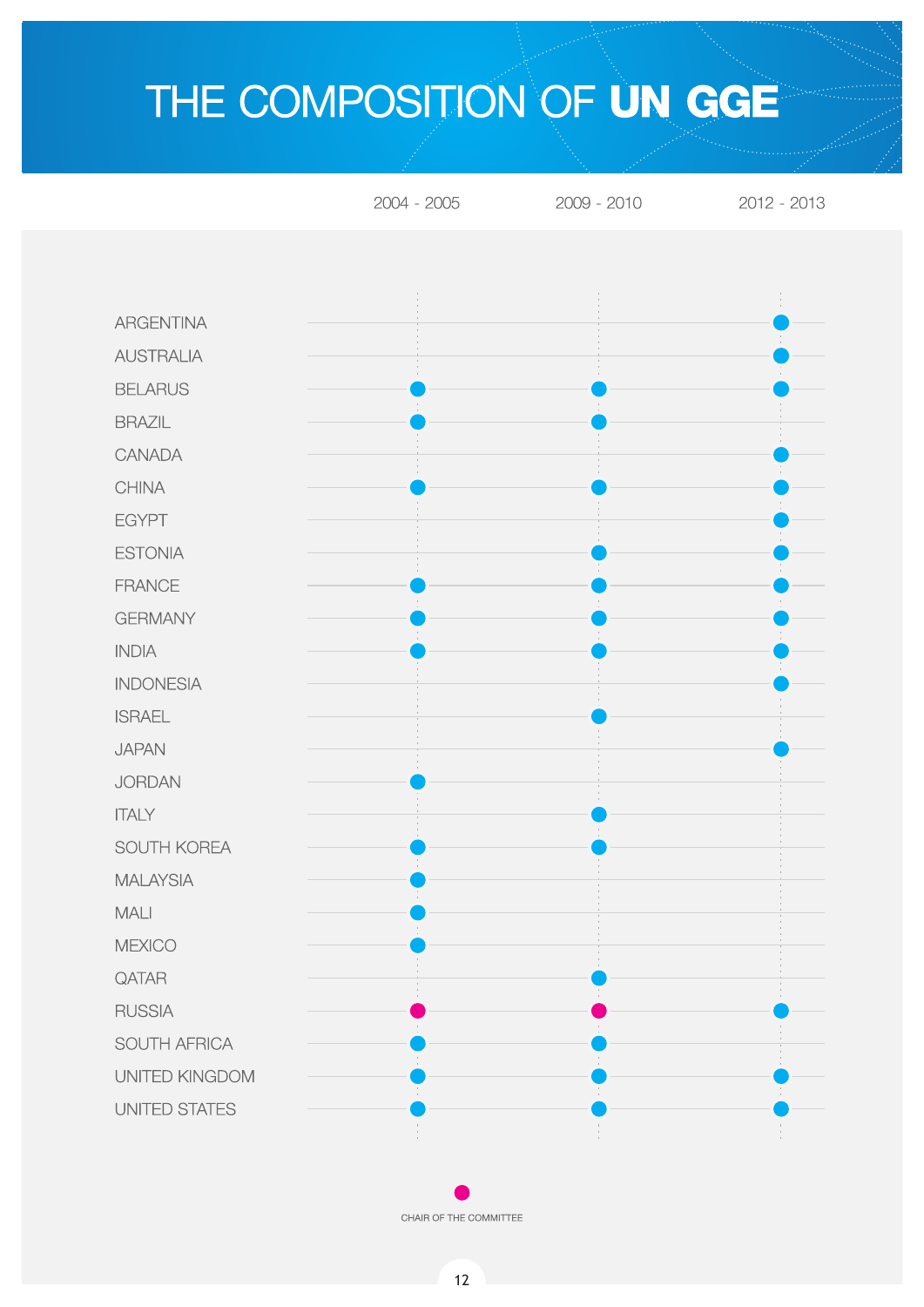# THE COMPOSITION OF UN GGE

| | 2004 - 2005 | 2009 - 2010 | 2012 - 2013 |
|---|---|---|---|
| ARGENTINA | | | ● |
| AUSTRALIA | | | ● |
| BELARUS | ● | ● | ● |
| BRAZIL | ● | ● | |
| CANADA | | | ● |
| CHINA | ● | ● | ● |
| EGYPT | | | ● |
| ESTONIA | | ● | ● |
| FRANCE | ● | ● | ● |
| GERMANY | ● | ● | ● |
| INDIA | ● | ● | ● |
| INDONESIA | | | ● |
| ISRAEL | | ● | |
| JAPAN | | | ● |
| JORDAN | ● | | |
| ITALY | | ● | |
| SOUTH KOREA | ● | ● | |
| MALAYSIA | ● | | |
| MALI | ● | | |
| MEXICO | ● | | |
| QATAR | | ● | |
| RUSSIA | ● (Chair) | ● (Chair) | ● |
| SOUTH AFRICA | ● | ● | |
| UNITED KINGDOM | ● | ● | ● |
| UNITED STATES | ● | ● | ● |

CHAIR OF THE COMMITTEE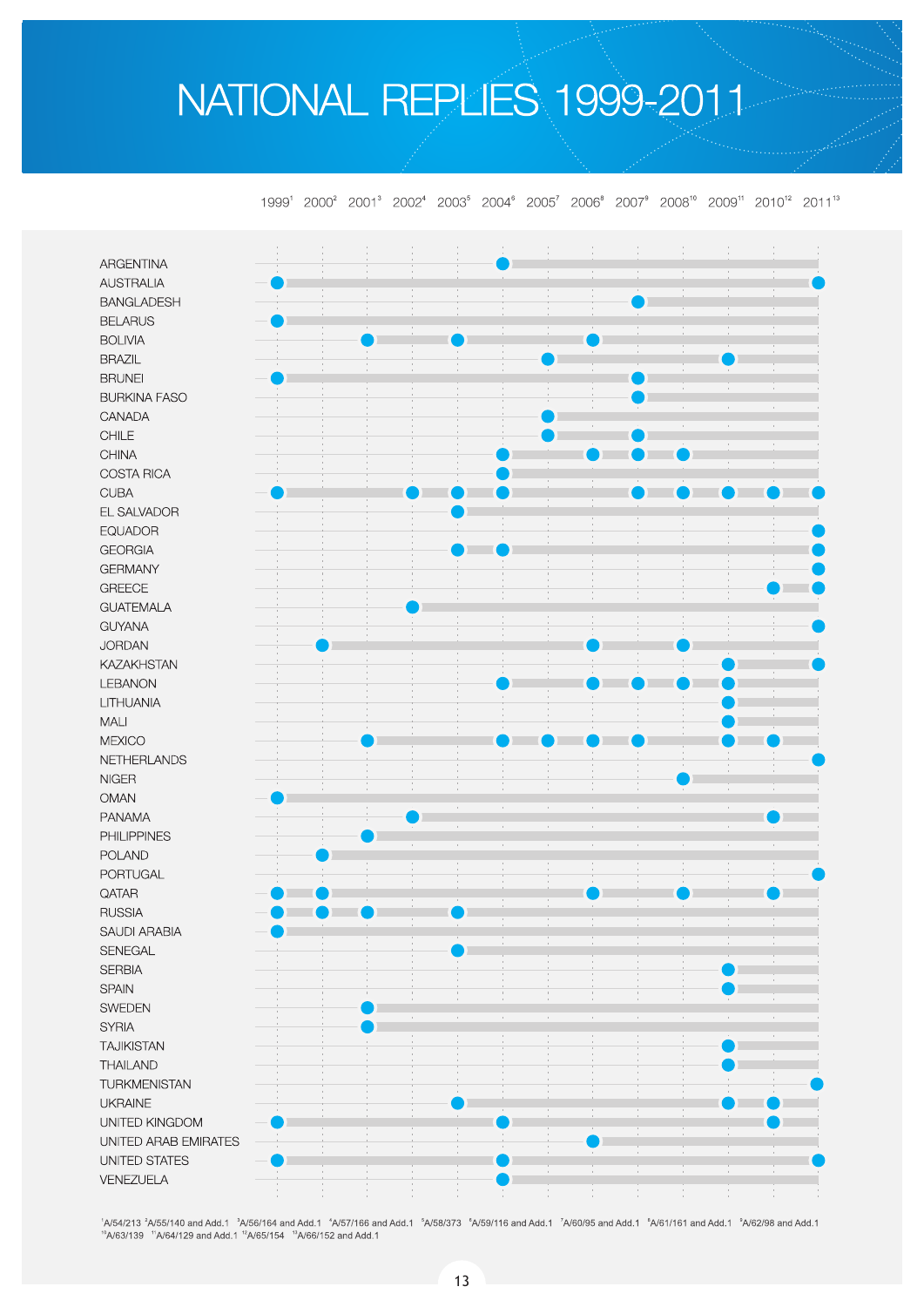# NATIONAL REPLIES 1999-2011

| | 1999[1] | 2000[2] | 2001[3] | 2002[4] | 2003[5] | 2004[6] | 2005[7] | 2006[8] | 2007[9] | 2008[10] | 2009[11] | 2010[12] | 2011[13] |
|---|---|---|---|---|---|---|---|---|---|---|---|---|---|
| ARGENTINA | | | | | | ● | | | | | | | |
| AUSTRALIA | ● | | | | | | | | | | | | ● |
| BANGLADESH | | | | | | | | | ● | | | | |
| BELARUS | ● | | | | | | | | | | | | |
| BOLIVIA | | | ● | | ● | | | ● | | | | | |
| BRAZIL | | | | | | | ● | | | | ● | | |
| BRUNEI | ● | | | | | | | | ● | | | | |
| BURKINA FASO | | | | | | | | | ● | | | | |
| CANADA | | | | | | | ● | | | | | | |
| CHILE | | | | | | | ● | | ● | | | | |
| CHINA | | | | | | ● | | ● | ● | ● | | | |
| COSTA RICA | | | | | | ● | | | | | | | |
| CUBA | ● | | | ● | ● | ● | | | ● | ● | ● | ● | ● |
| EL SALVADOR | | | | | ● | | | | | | | | |
| EQUADOR | | | | | | | | | | | | | ● |
| GEORGIA | | | | | ● | ● | | | | | | | ● |
| GERMANY | | | | | | | | | | | | | ● |
| GREECE | | | | | | | | | | | | ● | ● |
| GUATEMALA | | | | ● | | | | | | | | | |
| GUYANA | | | | | | | | | | | | | ● |
| JORDAN | | ● | | | | | | ● | | ● | | | |
| KAZAKHSTAN | | | | | | | | | | | ● | | ● |
| LEBANON | | | | | | ● | | ● | ● | ● | ● | | |
| LITHUANIA | | | | | | | | | | | ● | | |
| MALI | | | | | | | | | | | ● | | |
| MEXICO | | | ● | | | ● | ● | ● | ● | | ● | ● | |
| NETHERLANDS | | | | | | | | | | | | | ● |
| NIGER | | | | | | | | | | ● | | | |
| OMAN | ● | | | | | | | | | | | | |
| PANAMA | | | | ● | | | | | | | | ● | |
| PHILIPPINES | | | ● | | | | | | | | | | |
| POLAND | | ● | | | | | | | | | | | |
| PORTUGAL | | | | | | | | | | | | | ● |
| QATAR | ● | ● | | | | | | ● | | ● | | ● | |
| RUSSIA | ● | ● | ● | | ● | | | | | | | | |
| SAUDI ARABIA | ● | | | | | | | | | | | | |
| SENEGAL | | | | | ● | | | | | | | | |
| SERBIA | | | | | | | | | | | ● | | |
| SPAIN | | | | | | | | | | | ● | | |
| SWEDEN | | | ● | | | | | | | | | | |
| SYRIA | | | ● | | | | | | | | | | |
| TAJIKISTAN | | | | | | | | | | | ● | | |
| THAILAND | | | | | | | | | | | ● | | |
| TURKMENISTAN | | | | | | | | | | | | | ● |
| UKRAINE | | | | | ● | | | | | | ● | ● | |
| UNITED KINGDOM | ● | | | | | ● | | | | | | ● | |
| UNITED ARAB EMIRATES | | | | | | | | ● | | | | | |
| UNITED STATES | ● | | | | | ● | | | | | | | ● |
| VENEZUELA | | | | | | ● | | | | | | | |

[1]A/54/213 [2]A/55/140 and Add.1 [3]A/56/164 and Add.1 [4]A/57/166 and Add.1 [5]A/58/373 [6]A/59/116 and Add.1 [7]A/60/95 and Add.1 [8]A/61/161 and Add.1 [9]A/62/98 and Add.1 [10]A/63/139 [11]A/64/129 and Add.1 [12]A/65/154 [13]A/66/152 and Add.1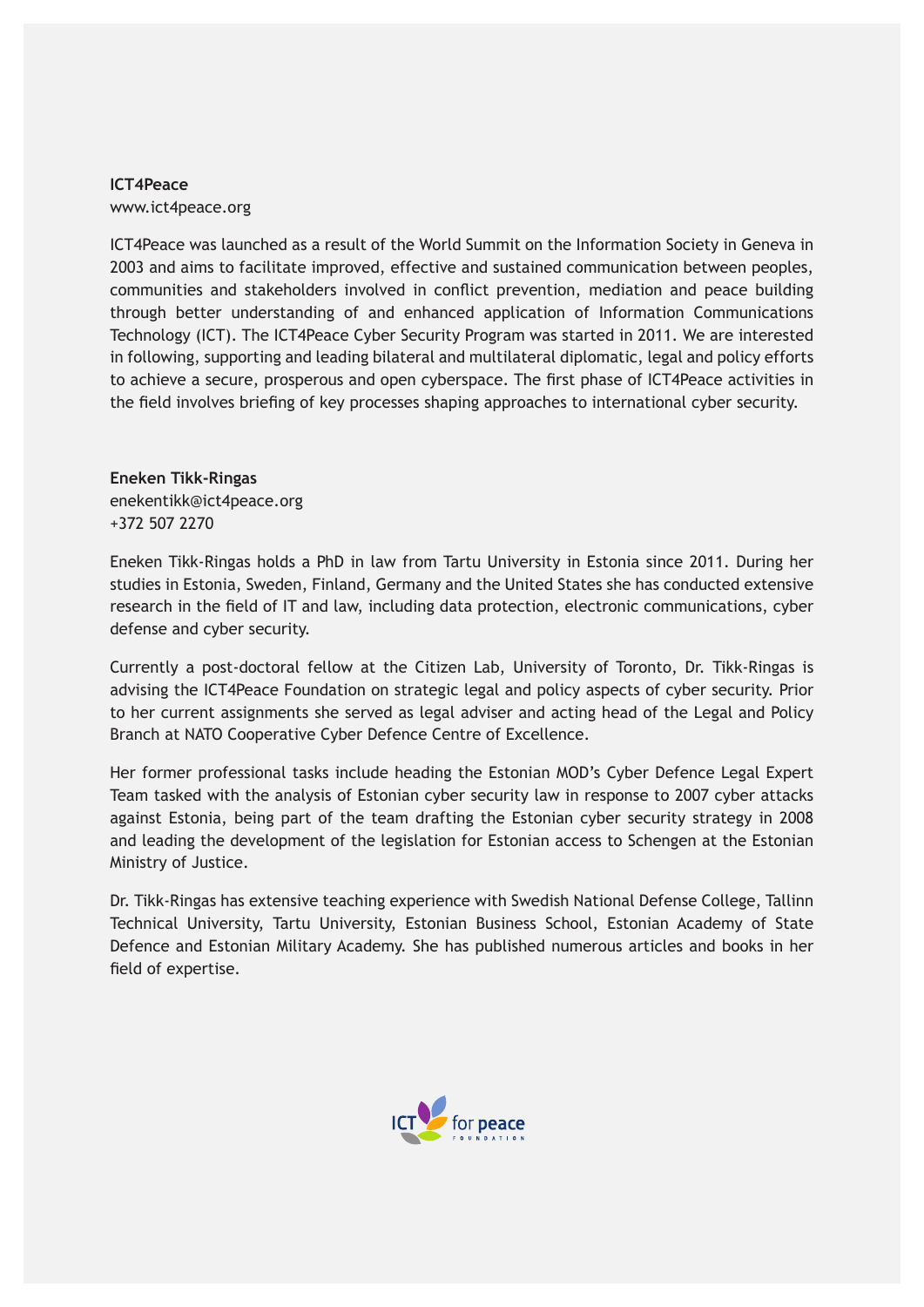**ICT4Peace**
www.ict4peace.org

ICT4Peace was launched as a result of the World Summit on the Information Society in Geneva in 2003 and aims to facilitate improved, effective and sustained communication between peoples, communities and stakeholders involved in conflict prevention, mediation and peace building through better understanding of and enhanced application of Information Communications Technology (ICT). The ICT4Peace Cyber Security Program was started in 2011. We are interested in following, supporting and leading bilateral and multilateral diplomatic, legal and policy efforts to achieve a secure, prosperous and open cyberspace. The first phase of ICT4Peace activities in the field involves briefing of key processes shaping approaches to international cyber security.

**Eneken Tikk-Ringas**
enekentikk@ict4peace.org
+372 507 2270

Eneken Tikk-Ringas holds a PhD in law from Tartu University in Estonia since 2011. During her studies in Estonia, Sweden, Finland, Germany and the United States she has conducted extensive research in the field of IT and law, including data protection, electronic communications, cyber defense and cyber security.

Currently a post-doctoral fellow at the Citizen Lab, University of Toronto, Dr. Tikk-Ringas is advising the ICT4Peace Foundation on strategic legal and policy aspects of cyber security. Prior to her current assignments she served as legal adviser and acting head of the Legal and Policy Branch at NATO Cooperative Cyber Defence Centre of Excellence.

Her former professional tasks include heading the Estonian MOD's Cyber Defence Legal Expert Team tasked with the analysis of Estonian cyber security law in response to 2007 cyber attacks against Estonia, being part of the team drafting the Estonian cyber security strategy in 2008 and leading the development of the legislation for Estonian access to Schengen at the Estonian Ministry of Justice.

Dr. Tikk-Ringas has extensive teaching experience with Swedish National Defense College, Tallinn Technical University, Tartu University, Estonian Business School, Estonian Academy of State Defence and Estonian Military Academy. She has published numerous articles and books in her field of expertise.

ICT for peace
FOUNDATION